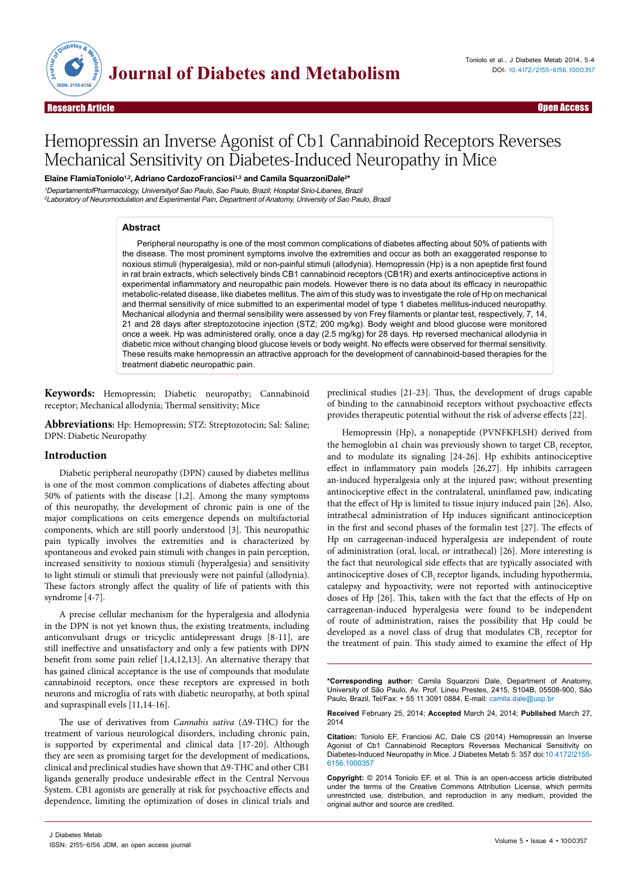Research Article | Open Access

# Hemopressin an Inverse Agonist of Cb1 Cannabinoid Receptors Reverses Mechanical Sensitivity on Diabetes-Induced Neuropathy in Mice

**Elaine FlamiaToniolo[1,2], Adriano CardozoFranciosi[1,2] and Camila SquarzoniDale[2*]**

[1]DepartamentofPharmacology, Universityof Sao Paulo, Sao Paulo, Brazil; Hospital Sirio-Libanes, Brazil
[2]Laboratory of Neuromodulation and Experimental Pain, Department of Anatomy, University of Sao Paulo, Brazil

## Abstract

Peripheral neuropathy is one of the most common complications of diabetes affecting about 50% of patients with the disease. The most prominent symptoms involve the extremities and occur as both an exaggerated response to noxious stimuli (hyperalgesia), mild or non-painful stimuli (allodynia). Hemopressin (Hp) is a non apeptide first found in rat brain extracts, which selectively binds CB1 cannabinoid receptors (CB1R) and exerts antinociceptive actions in experimental inflammatory and neuropathic pain models. However there is no data about its efficacy in neuropathic metabolic-related disease, like diabetes mellitus. The aim of this study was to investigate the role of Hp on mechanical and thermal sensitivity of mice submitted to an experimental model of type 1 diabetes mellitus-induced neuropathy. Mechanical allodynia and thermal sensibility were assessed by von Frey filaments or plantar test, respectively, 7, 14, 21 and 28 days after streptozotocine injection (STZ; 200 mg/kg). Body weight and blood glucose were monitored once a week. Hp was administered orally, once a day (2.5 mg/kg) for 28 days. Hp reversed mechanical allodynia in diabetic mice without changing blood glucose levels or body weight. No effects were observed for thermal sensitivity. These results make hemopressin an attractive approach for the development of cannabinoid-based therapies for the treatment diabetic neuropathic pain.

**Keywords:** Hemopressin; Diabetic neuropathy; Cannabinoid receptor; Mechanical allodynia; Thermal sensitivity; Mice

**Abbreviations:** Hp: Hemopressin; STZ: Streptozotocin; Sal: Saline; DPN: Diabetic Neuropathy

## Introduction

Diabetic peripheral neuropathy (DPN) caused by diabetes mellitus is one of the most common complications of diabetes affecting about 50% of patients with the disease [1,2]. Among the many symptoms of this neuropathy, the development of chronic pain is one of the major complications on ceits emergence depends on multifactorial components, which are still poorly understood [3]. This neuropathic pain typically involves the extremities and is characterized by spontaneous and evoked pain stimuli with changes in pain perception, increased sensitivity to noxious stimuli (hyperalgesia) and sensitivity to light stimuli or stimuli that previously were not painful (allodynia). These factors strongly affect the quality of life of patients with this syndrome [4-7].

A precise cellular mechanism for the hyperalgesia and allodynia in the DPN is not yet known thus, the existing treatments, including anticonvulsant drugs or tricyclic antidepressant drugs [8-11], are still ineffective and unsatisfactory and only a few patients with DPN benefit from some pain relief [1,4,12,13]. An alternative therapy that has gained clinical acceptance is the use of compounds that modulate cannabinoid receptors, once these receptors are expressed in both neurons and microglia of rats with diabetic neuropathy, at both spinal and supraspinall evels [11,14-16].

The use of derivatives from *Cannabis sativa* (Δ9-THC) for the treatment of various neurological disorders, including chronic pain, is supported by experimental and clinical data [17-20]. Although they are seen as promising target for the development of medications, clinical and preclinical studies have shown that Δ9-THC and other CB1 ligands generally produce undesirable effect in the Central Nervous System. CB1 agonists are generally at risk for psychoactive effects and dependence, limiting the optimization of doses in clinical trials and preclinical studies [21-23]. Thus, the development of drugs capable of binding to the cannabinoid receptors without psychoactive effects provides therapeutic potential without the risk of adverse effects [22].

Hemopressin (Hp), a nonapeptide (PVNFKFLSH) derived from the hemoglobin α1 chain was previously shown to target $CB_1$ receptor, and to modulate its signaling [24-26]. Hp exhibits antinociceptive effect in inflammatory pain models [26,27]. Hp inhibits carrageen an-induced hyperalgesia only at the injured paw; without presenting antinociceptive effect in the contralateral, uninflamed paw, indicating that the effect of Hp is limited to tissue injury induced pain [26]. Also, intrathecal administration of Hp induces significant antinociception in the first and second phases of the formalin test [27]. The effects of Hp on carrageenan-induced hyperalgesia are independent of route of administration (oral, local, or intrathecal) [26]. More interesting is the fact that neurological side effects that are typically associated with antinociceptive doses of $CB_1$ receptor ligands, including hypothermia, catalepsy and hypoactivity, were not reported with antinociceptive doses of Hp [26]. This, taken with the fact that the effects of Hp on carrageenan-induced hyperalgesia were found to be independent of route of administration, raises the possibility that Hp could be developed as a novel class of drug that modulates $CB_1$ receptor for the treatment of pain. This study aimed to examine the effect of Hp

**\*Corresponding author:** Camila Squarzoni Dale, Department of Anatomy, University of São Paulo, Av. Prof. Lineu Prestes, 2415, S104B, 05508-900, São Paulo, Brazil, Tel/Fax: + 55 11 3091 0884, E-mail: camila.dale@usp.br

**Received** February 25, 2014; **Accepted** March 24, 2014; **Published** March 27, 2014

**Citation:** Toniolo EF, Franciosi AC, Dale CS (2014) Hemopressin an Inverse Agonist of Cb1 Cannabinoid Receptors Reverses Mechanical Sensitivity on Diabetes-Induced Neuropathy in Mice. J Diabetes Metab 5: 357 doi:10.4172/2155-6156.1000357

**Copyright:** © 2014 Toniolo EF, et al. This is an open-access article distributed under the terms of the Creative Commons Attribution License, which permits unrestricted use, distribution, and reproduction in any medium, provided the original author and source are credited.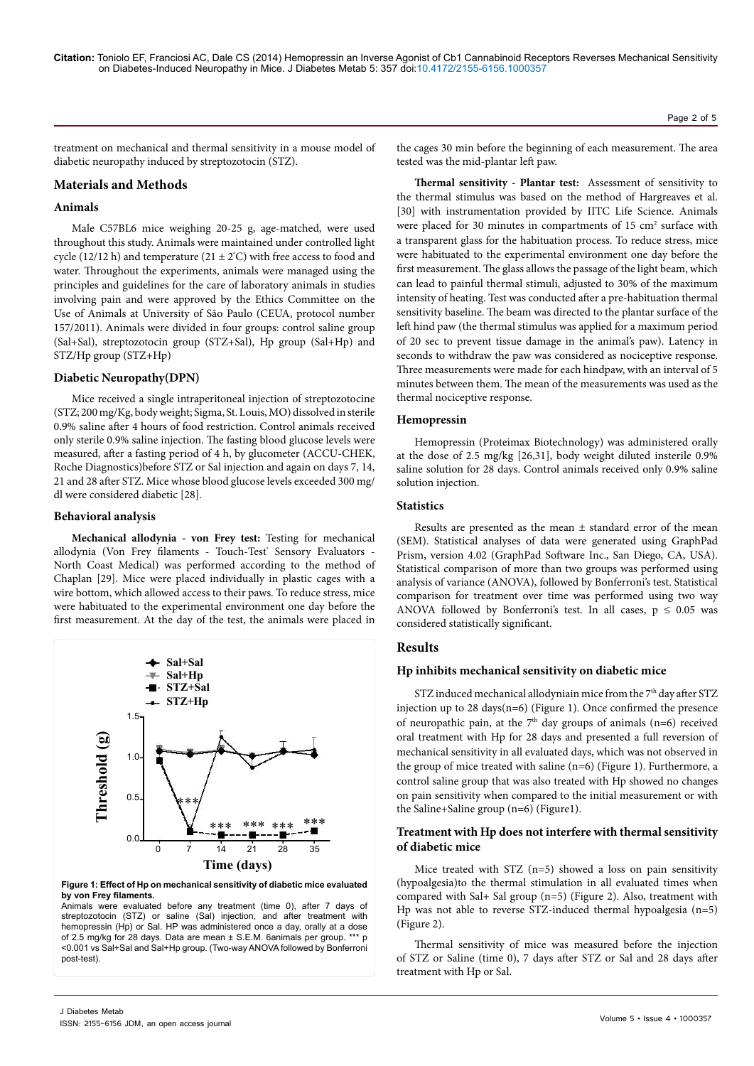treatment on mechanical and thermal sensitivity in a mouse model of diabetic neuropathy induced by streptozotocin (STZ).

## Materials and Methods

### Animals

Male C57BL6 mice weighing 20-25 g, age-matched, were used throughout this study. Animals were maintained under controlled light cycle (12/12 h) and temperature (21 ± 2°C) with free access to food and water. Throughout the experiments, animals were managed using the principles and guidelines for the care of laboratory animals in studies involving pain and were approved by the Ethics Committee on the Use of Animals at University of São Paulo (CEUA, protocol number 157/2011). Animals were divided in four groups: control saline group (Sal+Sal), streptozotocin group (STZ+Sal), Hp group (Sal+Hp) and STZ/Hp group (STZ+Hp)

### Diabetic Neuropathy(DPN)

Mice received a single intraperitoneal injection of streptozotocine (STZ; 200 mg/Kg, body weight; Sigma, St. Louis, MO) dissolved in sterile 0.9% saline after 4 hours of food restriction. Control animals received only sterile 0.9% saline injection. The fasting blood glucose levels were measured, after a fasting period of 4 h, by glucometer (ACCU-CHEK, Roche Diagnostics)before STZ or Sal injection and again on days 7, 14, 21 and 28 after STZ. Mice whose blood glucose levels exceeded 300 mg/dl were considered diabetic [28].

### Behavioral analysis

**Mechanical allodynia - von Frey test:** Testing for mechanical allodynia (Von Frey filaments - Touch-Test® Sensory Evaluators - North Coast Medical) was performed according to the method of Chaplan [29]. Mice were placed individually in plastic cages with a wire bottom, which allowed access to their paws. To reduce stress, mice were habituated to the experimental environment one day before the first measurement. At the day of the test, the animals were placed in the cages 30 min before the beginning of each measurement. The area tested was the mid-plantar left paw.

**Thermal sensitivity - Plantar test:** Assessment of sensitivity to the thermal stimulus was based on the method of Hargreaves et al. [30] with instrumentation provided by IITC Life Science. Animals were placed for 30 minutes in compartments of 15 cm² surface with a transparent glass for the habituation process. To reduce stress, mice were habituated to the experimental environment one day before the first measurement. The glass allows the passage of the light beam, which can lead to painful thermal stimuli, adjusted to 30% of the maximum intensity of heating. Test was conducted after a pre-habituation thermal sensitivity baseline. The beam was directed to the plantar surface of the left hind paw (the thermal stimulus was applied for a maximum period of 20 sec to prevent tissue damage in the animal's paw). Latency in seconds to withdraw the paw was considered as nociceptive response. Three measurements were made for each hindpaw, with an interval of 5 minutes between them. The mean of the measurements was used as the thermal nociceptive response.

**Figure 1: Effect of Hp on mechanical sensitivity of diabetic mice evaluated by von Frey filaments.**
Animals were evaluated before any treatment (time 0), after 7 days of streptozotocin (STZ) or saline (Sal) injection, and after treatment with hemopressin (Hp) or Sal. HP was administered once a day, orally at a dose of 2.5 mg/kg for 28 days. Data are mean ± S.E.M. 6animals per group. *** p <0.001 vs Sal+Sal and Sal+Hp group. (Two-way ANOVA followed by Bonferroni post-test).

### Hemopressin

Hemopressin (Proteimax Biotechnology) was administered orally at the dose of 2.5 mg/kg [26,31], body weight diluted insterile 0.9% saline solution for 28 days. Control animals received only 0.9% saline solution injection.

### Statistics

Results are presented as the mean ± standard error of the mean (SEM). Statistical analyses of data were generated using GraphPad Prism, version 4.02 (GraphPad Software Inc., San Diego, CA, USA). Statistical comparison of more than two groups was performed using analysis of variance (ANOVA), followed by Bonferroni's test. Statistical comparison for treatment over time was performed using two way ANOVA followed by Bonferroni's test. In all cases, $p \leq 0.05$ was considered statistically significant.

## Results

### Hp inhibits mechanical sensitivity on diabetic mice

STZ induced mechanical allodyniain mice from the 7th day after STZ injection up to 28 days(n=6) (Figure 1). Once confirmed the presence of neuropathic pain, at the 7th day groups of animals (n=6) received oral treatment with Hp for 28 days and presented a full reversion of mechanical sensitivity in all evaluated days, which was not observed in the group of mice treated with saline (n=6) (Figure 1). Furthermore, a control saline group that was also treated with Hp showed no changes on pain sensitivity when compared to the initial measurement or with the Saline+Saline group (n=6) (Figure1).

### Treatment with Hp does not interfere with thermal sensitivity of diabetic mice

Mice treated with STZ (n=5) showed a loss on pain sensitivity (hypoalgesia)to the thermal stimulation in all evaluated times when compared with Sal+ Sal group (n=5) (Figure 2). Also, treatment with Hp was not able to reverse STZ-induced thermal hypoalgesia (n=5) (Figure 2).

Thermal sensitivity of mice was measured before the injection of STZ or Saline (time 0), 7 days after STZ or Sal and 28 days after treatment with Hp or Sal.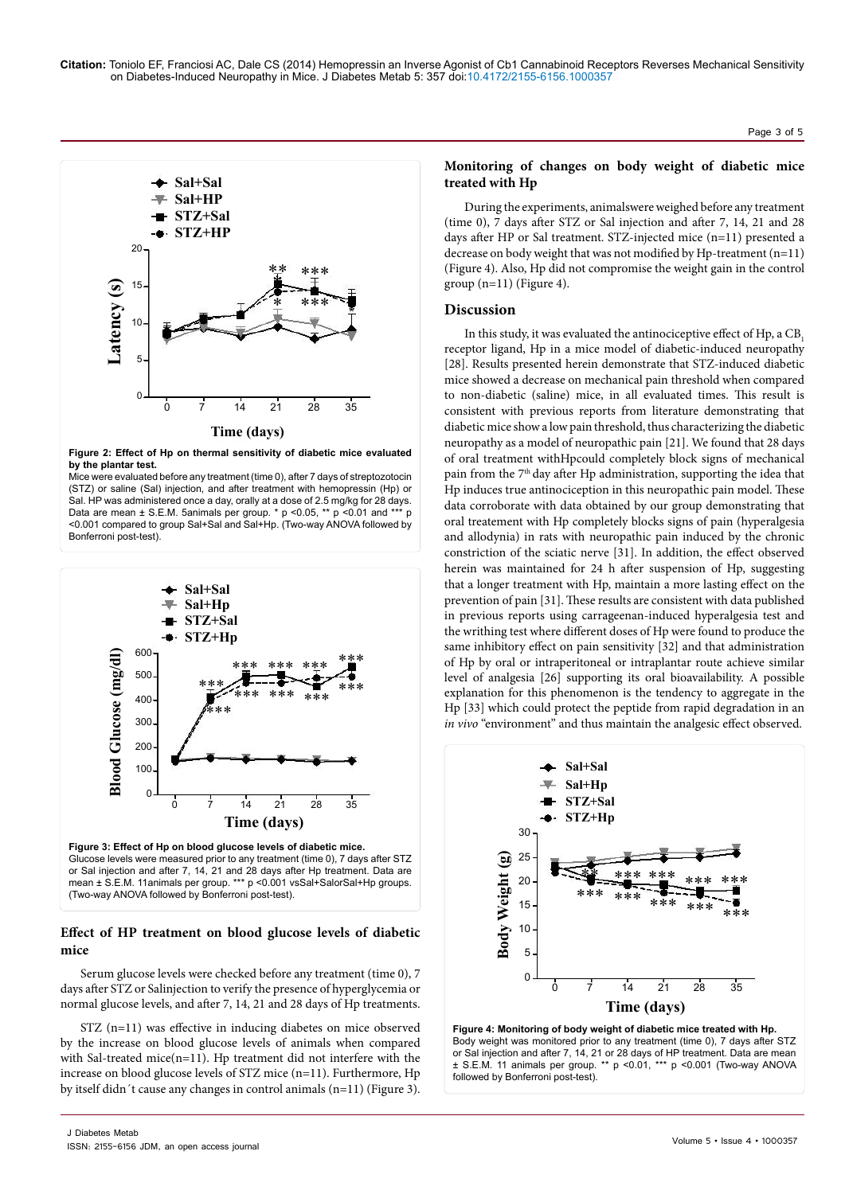**Figure 2: Effect of Hp on thermal sensitivity of diabetic mice evaluated by the plantar test.**
Mice were evaluated before any treatment (time 0), after 7 days of streptozotocin (STZ) or saline (Sal) injection, and after treatment with hemopressin (Hp) or Sal. HP was administered once a day, orally at a dose of 2.5 mg/kg for 28 days. Data are mean ± S.E.M. 5animals per group. * p <0.05, ** p <0.01 and *** p <0.001 compared to group Sal+Sal and Sal+Hp. (Two-way ANOVA followed by Bonferroni post-test).

**Figure 3: Effect of Hp on blood glucose levels of diabetic mice.**
Glucose levels were measured prior to any treatment (time 0), 7 days after STZ or Sal injection and after 7, 14, 21 and 28 days after Hp treatment. Data are mean ± S.E.M. 11animals per group. *** p <0.001 vsSal+SalorSal+Hp groups. (Two-way ANOVA followed by Bonferroni post-test).

## Effect of HP treatment on blood glucose levels of diabetic mice

Serum glucose levels were checked before any treatment (time 0), 7 days after STZ or Salinjection to verify the presence of hyperglycemia or normal glucose levels, and after 7, 14, 21 and 28 days of Hp treatments.

STZ (n=11) was effective in inducing diabetes on mice observed by the increase on blood glucose levels of animals when compared with Sal-treated mice(n=11). Hp treatment did not interfere with the increase on blood glucose levels of STZ mice (n=11). Furthermore, Hp by itself didn´t cause any changes in control animals (n=11) (Figure 3).

## Monitoring of changes on body weight of diabetic mice treated with Hp

During the experiments, animalswere weighed before any treatment (time 0), 7 days after STZ or Sal injection and after 7, 14, 21 and 28 days after HP or Sal treatment. STZ-injected mice (n=11) presented a decrease on body weight that was not modified by Hp-treatment (n=11) (Figure 4). Also, Hp did not compromise the weight gain in the control group (n=11) (Figure 4).

## Discussion

In this study, it was evaluated the antinociceptive effect of Hp, a $CB_1$ receptor ligand, Hp in a mice model of diabetic-induced neuropathy [28]. Results presented herein demonstrate that STZ-induced diabetic mice showed a decrease on mechanical pain threshold when compared to non-diabetic (saline) mice, in all evaluated times. This result is consistent with previous reports from literature demonstrating that diabetic mice show a low pain threshold, thus characterizing the diabetic neuropathy as a model of neuropathic pain [21]. We found that 28 days of oral treatment withHpcould completely block signs of mechanical pain from the 7th day after Hp administration, supporting the idea that Hp induces true antinociception in this neuropathic pain model. These data corroborate with data obtained by our group demonstrating that oral treatement with Hp completely blocks signs of pain (hyperalgesia and allodynia) in rats with neuropathic pain induced by the chronic constriction of the sciatic nerve [31]. In addition, the effect observed herein was maintained for 24 h after suspension of Hp, suggesting that a longer treatment with Hp, maintain a more lasting effect on the prevention of pain [31]. These results are consistent with data published in previous reports using carrageenan-induced hyperalgesia test and the writhing test where different doses of Hp were found to produce the same inhibitory effect on pain sensitivity [32] and that administration of Hp by oral or intraperitoneal or intraplantar route achieve similar level of analgesia [26] supporting its oral bioavailability. A possible explanation for this phenomenon is the tendency to aggregate in the Hp [33] which could protect the peptide from rapid degradation in an *in vivo* "environment" and thus maintain the analgesic effect observed.

**Figure 4: Monitoring of body weight of diabetic mice treated with Hp.**
Body weight was monitored prior to any treatment (time 0), 7 days after STZ or Sal injection and after 7, 14, 21 or 28 days of HP treatment. Data are mean ± S.E.M. 11 animals per group. ** p <0.01, *** p <0.001 (Two-way ANOVA followed by Bonferroni post-test).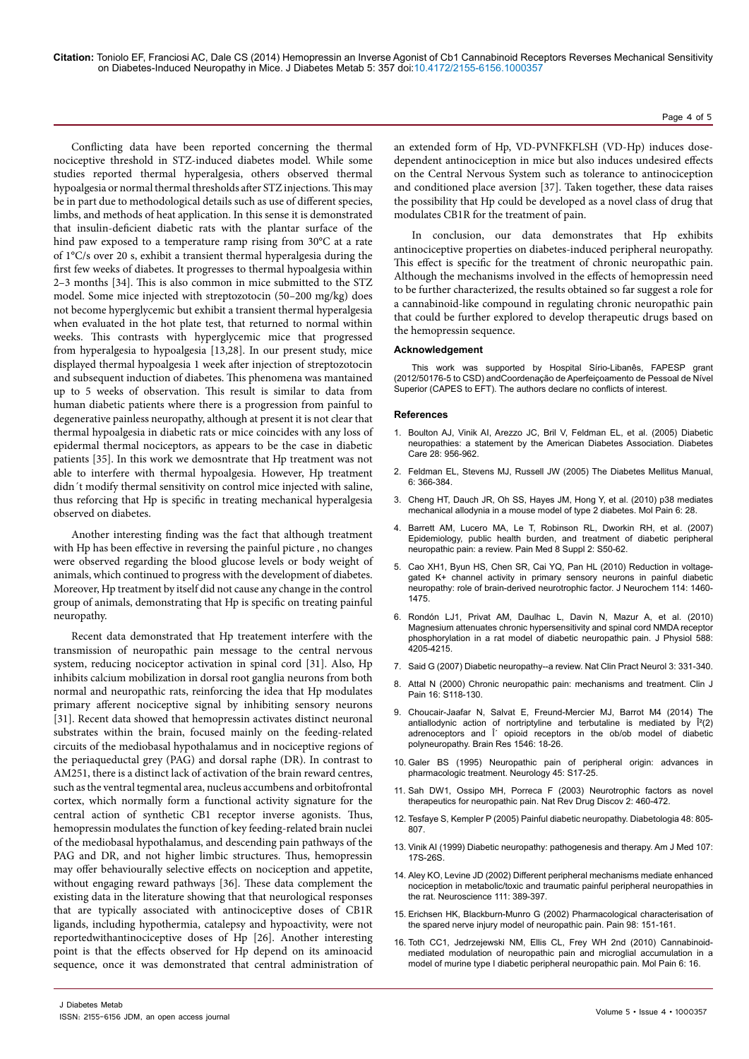Conflicting data have been reported concerning the thermal nociceptive threshold in STZ-induced diabetes model. While some studies reported thermal hyperalgesia, others observed thermal hypoalgesia or normal thermal thresholds after STZ injections. This may be in part due to methodological details such as use of different species, limbs, and methods of heat application. In this sense it is demonstrated that insulin-deficient diabetic rats with the plantar surface of the hind paw exposed to a temperature ramp rising from 30°C at a rate of 1°C/s over 20 s, exhibit a transient thermal hyperalgesia during the first few weeks of diabetes. It progresses to thermal hypoalgesia within 2–3 months [34]. This is also common in mice submitted to the STZ model. Some mice injected with streptozotocin (50–200 mg/kg) does not become hyperglycemic but exhibit a transient thermal hyperalgesia when evaluated in the hot plate test, that returned to normal within weeks. This contrasts with hyperglycemic mice that progressed from hyperalgesia to hypoalgesia [13,28]. In our present study, mice displayed thermal hypoalgesia 1 week after injection of streptozotocin and subsequent induction of diabetes. This phenomena was mantained up to 5 weeks of observation. This result is similar to data from human diabetic patients where there is a progression from painful to degenerative painless neuropathy, although at present it is not clear that thermal hypoalgesia in diabetic rats or mice coincides with any loss of epidermal thermal nociceptors, as appears to be the case in diabetic patients [35]. In this work we demosntrate that Hp treatment was not able to interfere with thermal hypoalgesia. However, Hp treatment didn´t modify thermal sensitivity on control mice injected with saline, thus reforcing that Hp is specific in treating mechanical hyperalgesia observed on diabetes.

Another interesting finding was the fact that although treatment with Hp has been effective in reversing the painful picture , no changes were observed regarding the blood glucose levels or body weight of animals, which continued to progress with the development of diabetes. Moreover, Hp treatment by itself did not cause any change in the control group of animals, demonstrating that Hp is specific on treating painful neuropathy.

Recent data demonstrated that Hp treatement interfere with the transmission of neuropathic pain message to the central nervous system, reducing nociceptor activation in spinal cord [31]. Also, Hp inhibits calcium mobilization in dorsal root ganglia neurons from both normal and neuropathic rats, reinforcing the idea that Hp modulates primary afferent nociceptive signal by inhibiting sensory neurons [31]. Recent data showed that hemopressin activates distinct neuronal substrates within the brain, focused mainly on the feeding-related circuits of the mediobasal hypothalamus and in nociceptive regions of the periaqueductal grey (PAG) and dorsal raphe (DR). In contrast to AM251, there is a distinct lack of activation of the brain reward centres, such as the ventral tegmental area, nucleus accumbens and orbitofrontal cortex, which normally form a functional activity signature for the central action of synthetic CB1 receptor inverse agonists. Thus, hemopressin modulates the function of key feeding-related brain nuclei of the mediobasal hypothalamus, and descending pain pathways of the PAG and DR, and not higher limbic structures. Thus, hemopressin may offer behaviourally selective effects on nociception and appetite, without engaging reward pathways [36]. These data complement the existing data in the literature showing that neurological responses that are typically associated with antinociceptive doses of CB1R ligands, including hypothermia, catalepsy and hypoactivity, were not reportedwithantinociceptive doses of Hp [26]. Another interesting point is that the effects observed for Hp depend on its aminoacid sequence, once it was demonstrated that central administration of an extended form of Hp, VD-PVNFKFLSH (VD-Hp) induces dose-dependent antinociception in mice but also induces undesired effects on the Central Nervous System such as tolerance to antinociception and conditioned place aversion [37]. Taken together, these data raises the possibility that Hp could be developed as a novel class of drug that modulates CB1R for the treatment of pain.

In conclusion, our data demonstrates that Hp exhibits antinociceptive properties on diabetes-induced peripheral neuropathy. This effect is specific for the treatment of chronic neuropathic pain. Although the mechanisms involved in the effects of hemopressin need to be further characterized, the results obtained so far suggest a role for a cannabinoid-like compound in regulating chronic neuropathic pain that could be further explored to develop therapeutic drugs based on the hemopressin sequence.

### Acknowledgement

This work was supported by Hospital Sírio-Libanês, FAPESP grant (2012/50176-5 to CSD) andCoordenação de Aperfeiçoamento de Pessoal de Nível Superior (CAPES to EFT). The authors declare no conflicts of interest.

### References

1. Boulton AJ, Vinik AI, Arezzo JC, Bril V, Feldman EL, et al. (2005) Diabetic neuropathies: a statement by the American Diabetes Association. Diabetes Care 28: 956-962.
2. Feldman EL, Stevens MJ, Russell JW (2005) The Diabetes Mellitus Manual, 6: 366-384.
3. Cheng HT, Dauch JR, Oh SS, Hayes JM, Hong Y, et al. (2010) p38 mediates mechanical allodynia in a mouse model of type 2 diabetes. Mol Pain 6: 28.
4. Barrett AM, Lucero MA, Le T, Robinson RL, Dworkin RH, et al. (2007) Epidemiology, public health burden, and treatment of diabetic peripheral neuropathic pain: a review. Pain Med 8 Suppl 2: S50-62.
5. Cao XH1, Byun HS, Chen SR, Cai YQ, Pan HL (2010) Reduction in voltage-gated K+ channel activity in primary sensory neurons in painful diabetic neuropathy: role of brain-derived neurotrophic factor. J Neurochem 114: 1460-1475.
6. Rondón LJ1, Privat AM, Daulhac L, Davin N, Mazur A, et al. (2010) Magnesium attenuates chronic hypersensitivity and spinal cord NMDA receptor phosphorylation in a rat model of diabetic neuropathic pain. J Physiol 588: 4205-4215.
7. Said G (2007) Diabetic neuropathy--a review. Nat Clin Pract Neurol 3: 331-340.
8. Attal N (2000) Chronic neuropathic pain: mechanisms and treatment. Clin J Pain 16: S118-130.
9. Choucair-Jaafar N, Salvat E, Freund-Mercier MJ, Barrot M4 (2014) The antiallodynic action of nortriptyline and terbutaline is mediated by Î²(2) adrenoceptors and Î´ opioid receptors in the ob/ob model of diabetic polyneuropathy. Brain Res 1546: 18-26.
10. Galer BS (1995) Neuropathic pain of peripheral origin: advances in pharmacologic treatment. Neurology 45: S17-25.
11. Sah DW1, Ossipo MH, Porreca F (2003) Neurotrophic factors as novel therapeutics for neuropathic pain. Nat Rev Drug Discov 2: 460-472.
12. Tesfaye S, Kempler P (2005) Painful diabetic neuropathy. Diabetologia 48: 805-807.
13. Vinik AI (1999) Diabetic neuropathy: pathogenesis and therapy. Am J Med 107: 17S-26S.
14. Aley KO, Levine JD (2002) Different peripheral mechanisms mediate enhanced nociception in metabolic/toxic and traumatic painful peripheral neuropathies in the rat. Neuroscience 111: 389-397.
15. Erichsen HK, Blackburn-Munro G (2002) Pharmacological characterisation of the spared nerve injury model of neuropathic pain. Pain 98: 151-161.
16. Toth CC1, Jedrzejewski NM, Ellis CL, Frey WH 2nd (2010) Cannabinoid-mediated modulation of neuropathic pain and microglial accumulation in a model of murine type I diabetic peripheral neuropathic pain. Mol Pain 6: 16.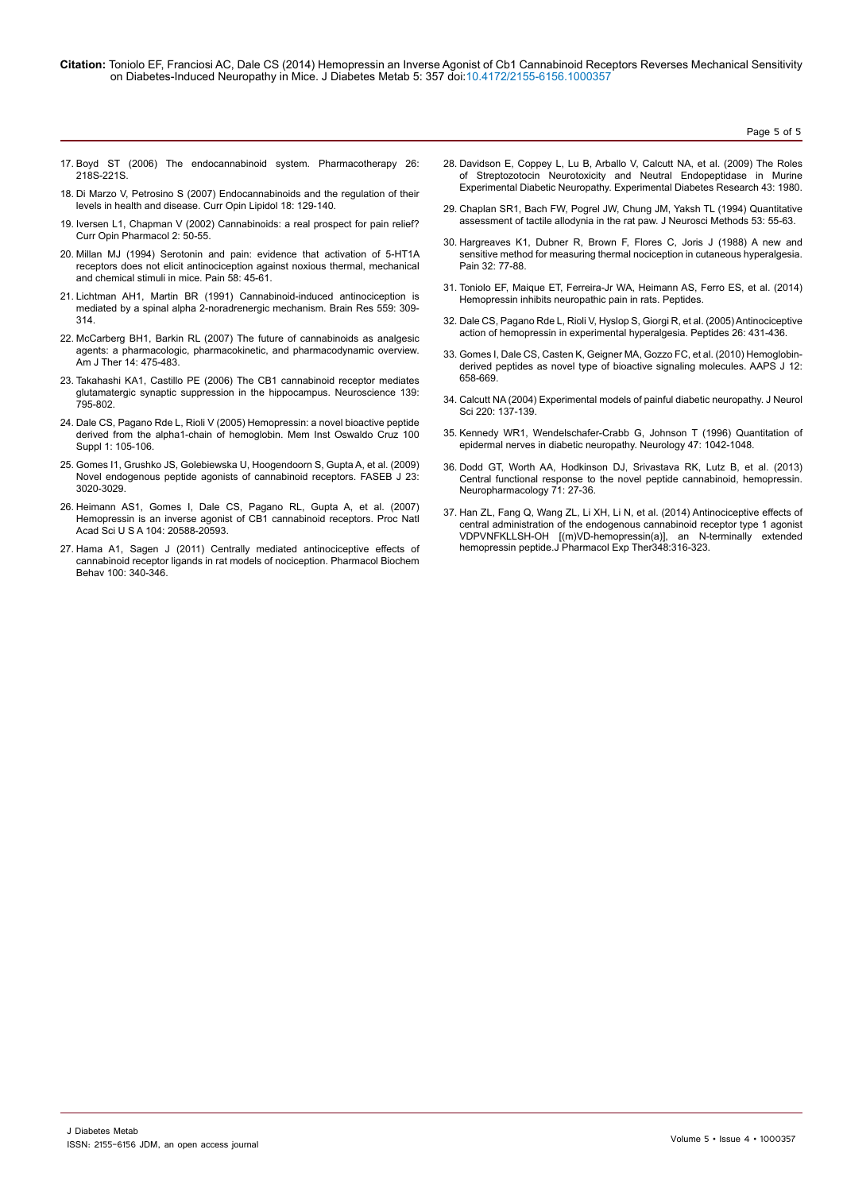17. Boyd ST (2006) The endocannabinoid system. Pharmacotherapy 26: 218S-221S.
18. Di Marzo V, Petrosino S (2007) Endocannabinoids and the regulation of their levels in health and disease. Curr Opin Lipidol 18: 129-140.
19. Iversen L1, Chapman V (2002) Cannabinoids: a real prospect for pain relief? Curr Opin Pharmacol 2: 50-55.
20. Millan MJ (1994) Serotonin and pain: evidence that activation of 5-HT1A receptors does not elicit antinociception against noxious thermal, mechanical and chemical stimuli in mice. Pain 58: 45-61.
21. Lichtman AH1, Martin BR (1991) Cannabinoid-induced antinociception is mediated by a spinal alpha 2-noradrenergic mechanism. Brain Res 559: 309-314.
22. McCarberg BH1, Barkin RL (2007) The future of cannabinoids as analgesic agents: a pharmacologic, pharmacokinetic, and pharmacodynamic overview. Am J Ther 14: 475-483.
23. Takahashi KA1, Castillo PE (2006) The CB1 cannabinoid receptor mediates glutamatergic synaptic suppression in the hippocampus. Neuroscience 139: 795-802.
24. Dale CS, Pagano Rde L, Rioli V (2005) Hemopressin: a novel bioactive peptide derived from the alpha1-chain of hemoglobin. Mem Inst Oswaldo Cruz 100 Suppl 1: 105-106.
25. Gomes I1, Grushko JS, Golebiewska U, Hoogendoorn S, Gupta A, et al. (2009) Novel endogenous peptide agonists of cannabinoid receptors. FASEB J 23: 3020-3029.
26. Heimann AS1, Gomes I, Dale CS, Pagano RL, Gupta A, et al. (2007) Hemopressin is an inverse agonist of CB1 cannabinoid receptors. Proc Natl Acad Sci U S A 104: 20588-20593.
27. Hama A1, Sagen J (2011) Centrally mediated antinociceptive effects of cannabinoid receptor ligands in rat models of nociception. Pharmacol Biochem Behav 100: 340-346.
28. Davidson E, Coppey L, Lu B, Arballo V, Calcutt NA, et al. (2009) The Roles of Streptozotocin Neurotoxicity and Neutral Endopeptidase in Murine Experimental Diabetic Neuropathy. Experimental Diabetes Research 43: 1980.
29. Chaplan SR1, Bach FW, Pogrel JW, Chung JM, Yaksh TL (1994) Quantitative assessment of tactile allodynia in the rat paw. J Neurosci Methods 53: 55-63.
30. Hargreaves K1, Dubner R, Brown F, Flores C, Joris J (1988) A new and sensitive method for measuring thermal nociception in cutaneous hyperalgesia. Pain 32: 77-88.
31. Toniolo EF, Maique ET, Ferreira-Jr WA, Heimann AS, Ferro ES, et al. (2014) Hemopressin inhibits neuropathic pain in rats. Peptides.
32. Dale CS, Pagano Rde L, Rioli V, Hyslop S, Giorgi R, et al. (2005) Antinociceptive action of hemopressin in experimental hyperalgesia. Peptides 26: 431-436.
33. Gomes I, Dale CS, Casten K, Geigner MA, Gozzo FC, et al. (2010) Hemoglobin-derived peptides as novel type of bioactive signaling molecules. AAPS J 12: 658-669.
34. Calcutt NA (2004) Experimental models of painful diabetic neuropathy. J Neurol Sci 220: 137-139.
35. Kennedy WR1, Wendelschafer-Crabb G, Johnson T (1996) Quantitation of epidermal nerves in diabetic neuropathy. Neurology 47: 1042-1048.
36. Dodd GT, Worth AA, Hodkinson DJ, Srivastava RK, Lutz B, et al. (2013) Central functional response to the novel peptide cannabinoid, hemopressin. Neuropharmacology 71: 27-36.
37. Han ZL, Fang Q, Wang ZL, Li XH, Li N, et al. (2014) Antinociceptive effects of central administration of the endogenous cannabinoid receptor type 1 agonist VDPVNFKLLSH-OH [(m)VD-hemopressin(a)], an N-terminally extended hemopressin peptide.J Pharmacol Exp Ther348:316-323.